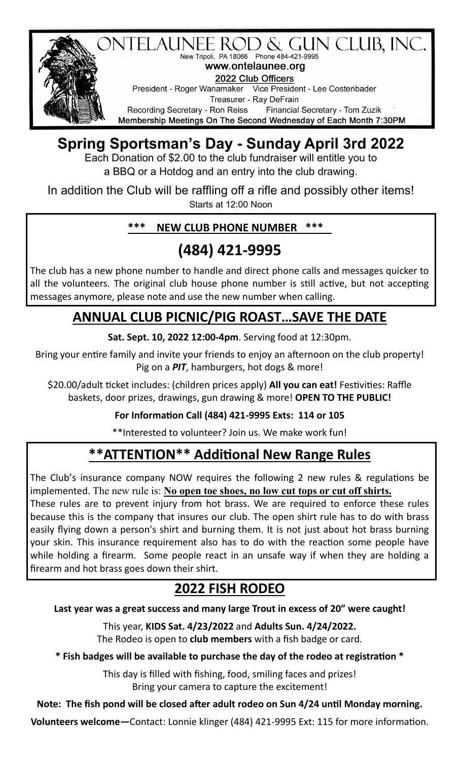# ONTELAUNEE ROD & GUN CLUB, INC.

New Tripoli, PA 18066 Phone 484-421-9995

**www.ontelaunee.org**

**2022 Club Officers**

President - Roger Wanamaker Vice President - Lee Costenbader

Treasurer - Ray DeFrain

Recording Secretary - Ron Reiss Financial Secretary - Tom Zuzik

**Membership Meetings On The Second Wednesday of Each Month 7:30PM**

# Spring Sportsman's Day - Sunday April 3rd 2022

Each Donation of $2.00 to the club fundraiser will entitle you to a BBQ or a Hotdog and an entry into the club drawing.

In addition the Club will be raffling off a rifle and possibly other items!

Starts at 12:00 Noon

**\*\*\* NEW CLUB PHONE NUMBER \*\*\***

## (484) 421-9995

The club has a new phone number to handle and direct phone calls and messages quicker to all the volunteers. The original club house phone number is still active, but not accepting messages anymore, please note and use the new number when calling.

## ANNUAL CLUB PICNIC/PIG ROAST…SAVE THE DATE

**Sat. Sept. 10, 2022 12:00-4pm**. Serving food at 12:30pm.

Bring your entire family and invite your friends to enjoy an afternoon on the club property! Pig on a ***PIT***, hamburgers, hot dogs & more!

$20.00/adult ticket includes: (children prices apply) **All you can eat!** Festivities: Raffle baskets, door prizes, drawings, gun drawing & more! **OPEN TO THE PUBLIC!**

**For Information Call (484) 421-9995 Exts: 114 or 105**

\*\*Interested to volunteer? Join us. We make work fun!

## \*\*ATTENTION\*\* Additional New Range Rules

The Club's insurance company NOW requires the following 2 new rules & regulations be implemented. The new rule is: **No open toe shoes, no low cut tops or cut off shirts.**

These rules are to prevent injury from hot brass. We are required to enforce these rules because this is the company that insures our club. The open shirt rule has to do with brass easily flying down a person's shirt and burning them. It is not just about hot brass burning your skin. This insurance requirement also has to do with the reaction some people have while holding a firearm. Some people react in an unsafe way if when they are holding a firearm and hot brass goes down their shirt.

## 2022 FISH RODEO

**Last year was a great success and many large Trout in excess of 20" were caught!**

This year, **KIDS Sat. 4/23/2022** and **Adults Sun. 4/24/2022.**

The Rodeo is open to **club members** with a fish badge or card.

**\* Fish badges will be available to purchase the day of the rodeo at registration \***

This day is filled with fishing, food, smiling faces and prizes!

Bring your camera to capture the excitement!

**Note: The fish pond will be closed after adult rodeo on Sun 4/24 until Monday morning.**

**Volunteers welcome—**Contact: Lonnie klinger (484) 421-9995 Ext: 115 for more information.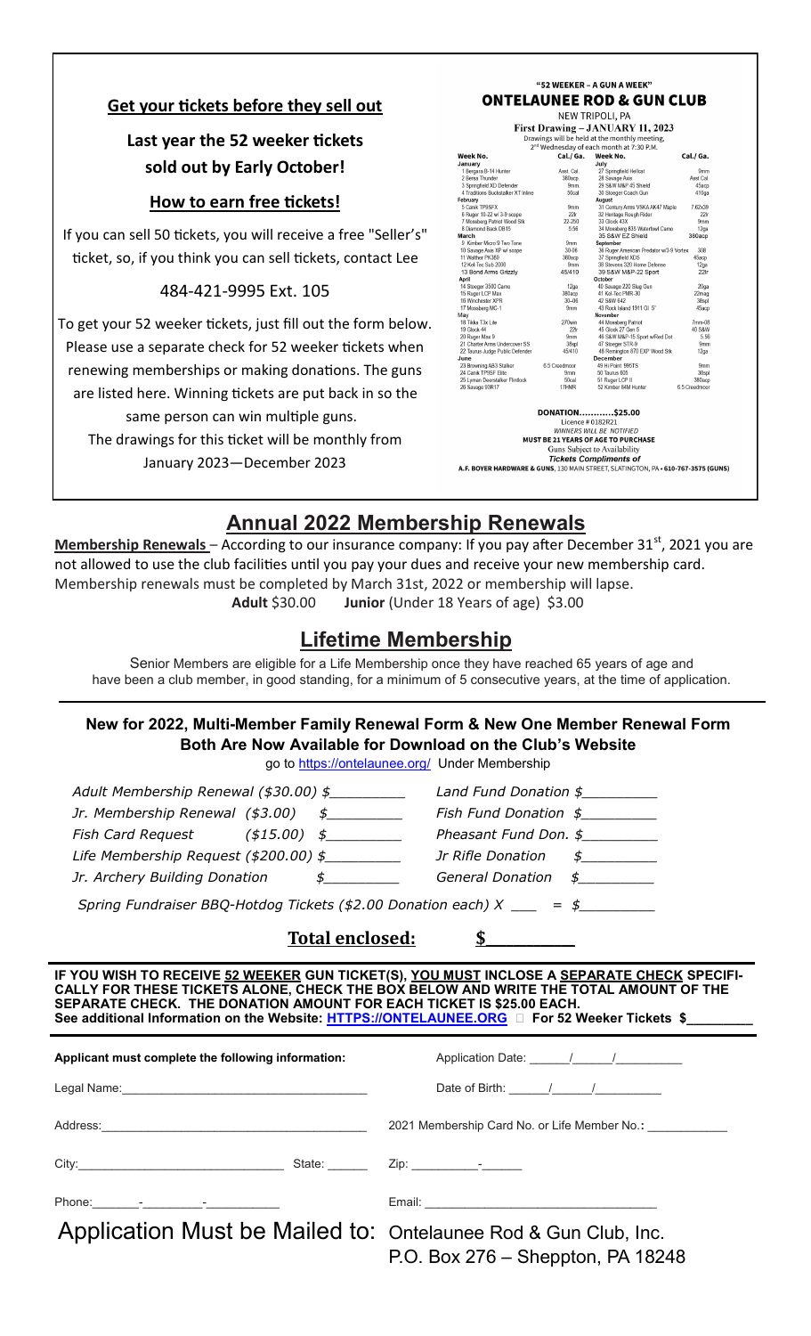**Get your tickets before they sell out**

**Last year the 52 weeker tickets sold out by Early October!**

**How to earn free tickets!**

If you can sell 50 tickets, you will receive a free "Seller's" ticket, so, if you think you can sell tickets, contact Lee

484-421-9995 Ext. 105

To get your 52 weeker tickets, just fill out the form below. Please use a separate check for 52 weeker tickets when renewing memberships or making donations. The guns are listed here. Winning tickets are put back in so the same person can win multiple guns.

The drawings for this ticket will be monthly from January 2023—December 2023

"52 WEEKER – A GUN A WEEK"

**ONTELAUNEE ROD & GUN CLUB**

NEW TRIPOLI, PA

**First Drawing – JANUARY 11, 2023**

Drawings will be held at the monthly meeting, 2nd Wednesday of each month at 7:30 P.M.

| Week No. | Cal./ Ga. | Week No. | Cal./ Ga. |
|---|---|---|---|
| **January** | | **July** | |
| 1 Bergara B-14 Hunter | Asst. Cal. | 27 Springfield Hellcat | 9mm |
| 2 Beretta Thunder | 380acp | 28 Savage Axis | Asst Cal |
| 3 Springfield XD Defender | 9mm | 29 S&W M&P 45 Shield | 45acp |
| 4 Traditions Buckstalker XT Inline | 50cal | 30 Stoeger Coach Gun | 410ga |
| **February** | | **August** | |
| 5 Canik TP9SFX | 9mm | 31 Century Arms VSKA AK47 Maple | 7.62x39 |
| 6 Ruger 10-22 w/ 3-9 scope | 22lr | 32 Heritage Rough Rider | 22lr |
| 7 Mossberg Patriot Wood Stk | 22-250 | 33 Glock 43X | 9mm |
| 8 Diamond Back DB15 | 5.56 | 34 Mossberg 835 Waterfowl Camo | 12ga |
| **March** | | 35 S&W EZ Shield | 380acp |
| 9 Kimber Micro 9 Two Tone | 9mm | **September** | |
| 10 Savage Axis XP w/ scope | 30-06 | 36 Ruger American Predator w/3-9 Vortex | 308 |
| 11 Walther PK380 | 380acp | 37 Springfield XDS | 45acp |
| 12 Kel-Tec Sub 2000 | 9mm | 38 Stevens 320 Home Defense | 12ga |
| 13 Bond Arms Grizzly | 45/410 | 39 S&W M&P-22 Sport | 22lr |
| **April** | | **October** | |
| 14 Stoeger 3500 Camo | 12ga | 40 Savage 220 Slug Gun | 20ga |
| 15 Ruger LCP Max | 380acp | 41 Kel-Tec PMR-30 | 22mag |
| 16 Winchester XPR | 30-06 | 42 S&W 642 | 38spl |
| 17 Mossberg MC-1 | 9mm | 43 Rock Island 1911 GI 5" | 45acp |
| **May** | | **November** | |
| 18 Tikka T3x Lite | 270win | 44 Mossberg Patriot | 7mm-08 |
| 19 Glock 44 | 22lr | 45 Glock 27 Gen 5 | 40 S&W |
| 20 Ruger Max 9 | 9mm | 46 S&W M&P-15 Sport w/Red Dot | 5.56 |
| 21 Charter Arms Undercover SS | 38spl | 47 Stoeger STR-9 | 9mm |
| 22 Taurus Judge Public Defender | 45/410 | 48 Remington 870 EXP Wood Stk | 12ga |
| **June** | | **December** | |
| 23 Browning AB3 Stalker | 6.5 Creedmoor | 49 Hi Point 995TS | 9mm |
| 24 Canik TP9SF Elite | 9mm | 50 Taurus 605 | 38spl |
| 25 Lyman Deerstalker Flintlock | 50cal | 51 Ruger LCP II | 380acp |
| 26 Savage 93R17 | 17HMR | 52 Kimber 84M Hunter | 6.5 Creedmoor |

**DONATION............$25.00**

Licence # 0182R21

*WINNERS WILL BE NOTIFIED*

**MUST BE 21 YEARS OF AGE TO PURCHASE**

Guns Subject to Availability

***Tickets Compliments of***

**A.F. BOYER HARDWARE & GUNS**, 130 MAIN STREET, SLATINGTON, PA • 610-767-3575 (GUNS)

## Annual 2022 Membership Renewals

**Membership Renewals** – According to our insurance company: If you pay after December 31st, 2021 you are not allowed to use the club facilities until you pay your dues and receive your new membership card. Membership renewals must be completed by March 31st, 2022 or membership will lapse.

**Adult** $30.00 **Junior** (Under 18 Years of age) $3.00

## Lifetime Membership

Senior Members are eligible for a Life Membership once they have reached 65 years of age and have been a club member, in good standing, for a minimum of 5 consecutive years, at the time of application.

### New for 2022, Multi-Member Family Renewal Form & New One Member Renewal Form Both Are Now Available for Download on the Club's Website

go to https://ontelaunee.org/ Under Membership

| | |
|---|---|
| *Adult Membership Renewal ($30.00) $_________* | *Land Fund Donation $_________* |
| *Jr. Membership Renewal ($3.00) $_________* | *Fish Fund Donation $_________* |
| *Fish Card Request ($15.00) $_________* | *Pheasant Fund Don. $_________* |
| *Life Membership Request ($200.00) $_________* | *Jr Rifle Donation $_________* |
| *Jr. Archery Building Donation $_________* | *General Donation $_________* |

*Spring Fundraiser BBQ-Hotdog Tickets ($2.00 Donation each) X ___ = $_________*

**Total enclosed: $__________**

**IF YOU WISH TO RECEIVE 52 WEEKER GUN TICKET(S), YOU MUST INCLOSE A SEPARATE CHECK SPECIFICALLY FOR THESE TICKETS ALONE, CHECK THE BOX BELOW AND WRITE THE TOTAL AMOUNT OF THE SEPARATE CHECK. THE DONATION AMOUNT FOR EACH TICKET IS $25.00 EACH. See additional Information on the Website: HTTPS://ONTELAUNEE.ORG ☐ For 52 Weeker Tickets $________**

**Applicant must complete the following information:**

Application Date: ______/______/__________

Legal Name:____________________________________

Date of Birth: ______/______/__________

Address:______________________________________

2021 Membership Card No. or Life Member No.: ___________

City:_____________________________ State: ______ Zip: __________-______

Phone:_______-_________-___________ Email: ________________________________

Application Must be Mailed to: Ontelaunee Rod & Gun Club, Inc.
P.O. Box 276 – Sheppton, PA 18248